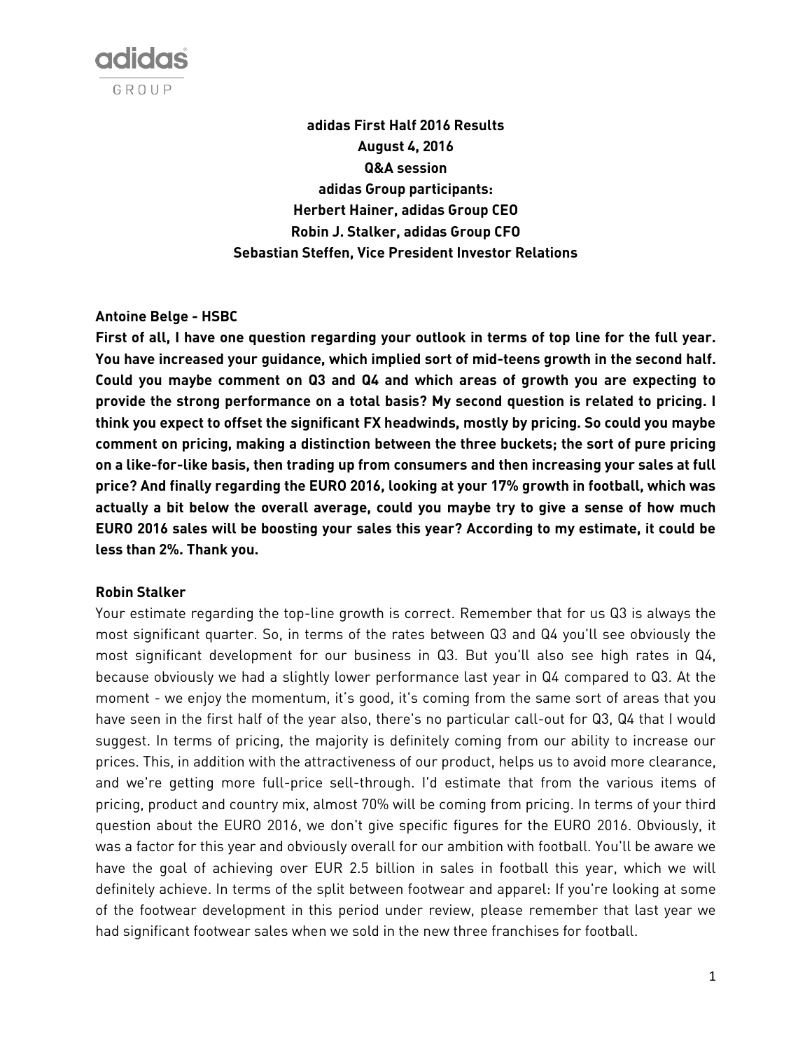**adidas First Half 2016 Results**
**August 4, 2016**
**Q&A session**
**adidas Group participants:**
**Herbert Hainer, adidas Group CEO**
**Robin J. Stalker, adidas Group CFO**
**Sebastian Steffen, Vice President Investor Relations**

**Antoine Belge - HSBC**

**First of all, I have one question regarding your outlook in terms of top line for the full year. You have increased your guidance, which implied sort of mid-teens growth in the second half. Could you maybe comment on Q3 and Q4 and which areas of growth you are expecting to provide the strong performance on a total basis? My second question is related to pricing. I think you expect to offset the significant FX headwinds, mostly by pricing. So could you maybe comment on pricing, making a distinction between the three buckets; the sort of pure pricing on a like-for-like basis, then trading up from consumers and then increasing your sales at full price? And finally regarding the EURO 2016, looking at your 17% growth in football, which was actually a bit below the overall average, could you maybe try to give a sense of how much EURO 2016 sales will be boosting your sales this year? According to my estimate, it could be less than 2%. Thank you.**

**Robin Stalker**

Your estimate regarding the top-line growth is correct. Remember that for us Q3 is always the most significant quarter. So, in terms of the rates between Q3 and Q4 you'll see obviously the most significant development for our business in Q3. But you'll also see high rates in Q4, because obviously we had a slightly lower performance last year in Q4 compared to Q3. At the moment - we enjoy the momentum, it's good, it's coming from the same sort of areas that you have seen in the first half of the year also, there's no particular call-out for Q3, Q4 that I would suggest. In terms of pricing, the majority is definitely coming from our ability to increase our prices. This, in addition with the attractiveness of our product, helps us to avoid more clearance, and we're getting more full-price sell-through. I'd estimate that from the various items of pricing, product and country mix, almost 70% will be coming from pricing. In terms of your third question about the EURO 2016, we don't give specific figures for the EURO 2016. Obviously, it was a factor for this year and obviously overall for our ambition with football. You'll be aware we have the goal of achieving over EUR 2.5 billion in sales in football this year, which we will definitely achieve. In terms of the split between footwear and apparel: If you're looking at some of the footwear development in this period under review, please remember that last year we had significant footwear sales when we sold in the new three franchises for football.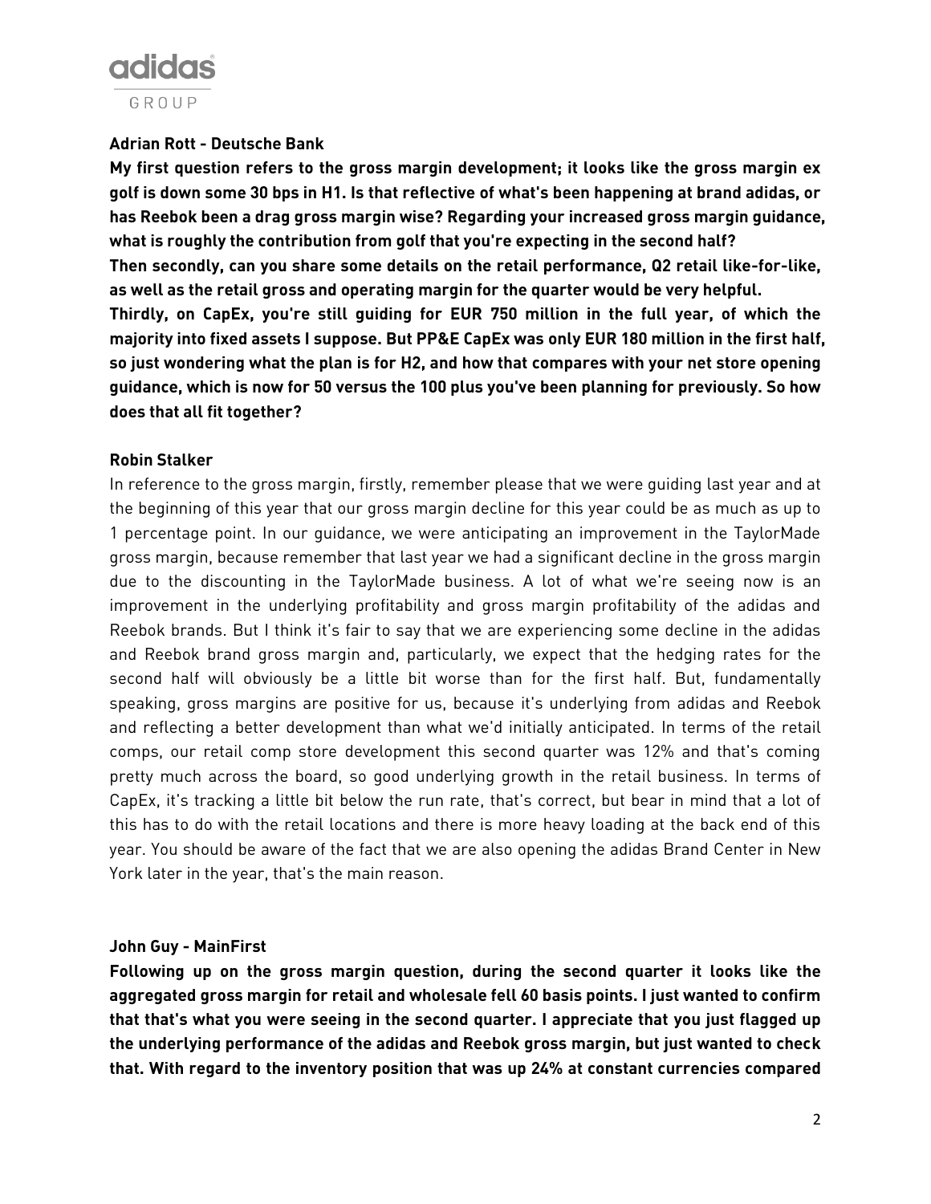**Adrian Rott - Deutsche Bank**

**My first question refers to the gross margin development; it looks like the gross margin ex golf is down some 30 bps in H1. Is that reflective of what's been happening at brand adidas, or has Reebok been a drag gross margin wise? Regarding your increased gross margin guidance, what is roughly the contribution from golf that you're expecting in the second half?**

**Then secondly, can you share some details on the retail performance, Q2 retail like-for-like, as well as the retail gross and operating margin for the quarter would be very helpful.**

**Thirdly, on CapEx, you're still guiding for EUR 750 million in the full year, of which the majority into fixed assets I suppose. But PP&E CapEx was only EUR 180 million in the first half, so just wondering what the plan is for H2, and how that compares with your net store opening guidance, which is now for 50 versus the 100 plus you've been planning for previously. So how does that all fit together?**

**Robin Stalker**

In reference to the gross margin, firstly, remember please that we were guiding last year and at the beginning of this year that our gross margin decline for this year could be as much as up to 1 percentage point. In our guidance, we were anticipating an improvement in the TaylorMade gross margin, because remember that last year we had a significant decline in the gross margin due to the discounting in the TaylorMade business. A lot of what we're seeing now is an improvement in the underlying profitability and gross margin profitability of the adidas and Reebok brands. But I think it's fair to say that we are experiencing some decline in the adidas and Reebok brand gross margin and, particularly, we expect that the hedging rates for the second half will obviously be a little bit worse than for the first half. But, fundamentally speaking, gross margins are positive for us, because it's underlying from adidas and Reebok and reflecting a better development than what we'd initially anticipated. In terms of the retail comps, our retail comp store development this second quarter was 12% and that's coming pretty much across the board, so good underlying growth in the retail business. In terms of CapEx, it's tracking a little bit below the run rate, that's correct, but bear in mind that a lot of this has to do with the retail locations and there is more heavy loading at the back end of this year. You should be aware of the fact that we are also opening the adidas Brand Center in New York later in the year, that's the main reason.

**John Guy - MainFirst**

**Following up on the gross margin question, during the second quarter it looks like the aggregated gross margin for retail and wholesale fell 60 basis points. I just wanted to confirm that that's what you were seeing in the second quarter. I appreciate that you just flagged up the underlying performance of the adidas and Reebok gross margin, but just wanted to check that. With regard to the inventory position that was up 24% at constant currencies compared**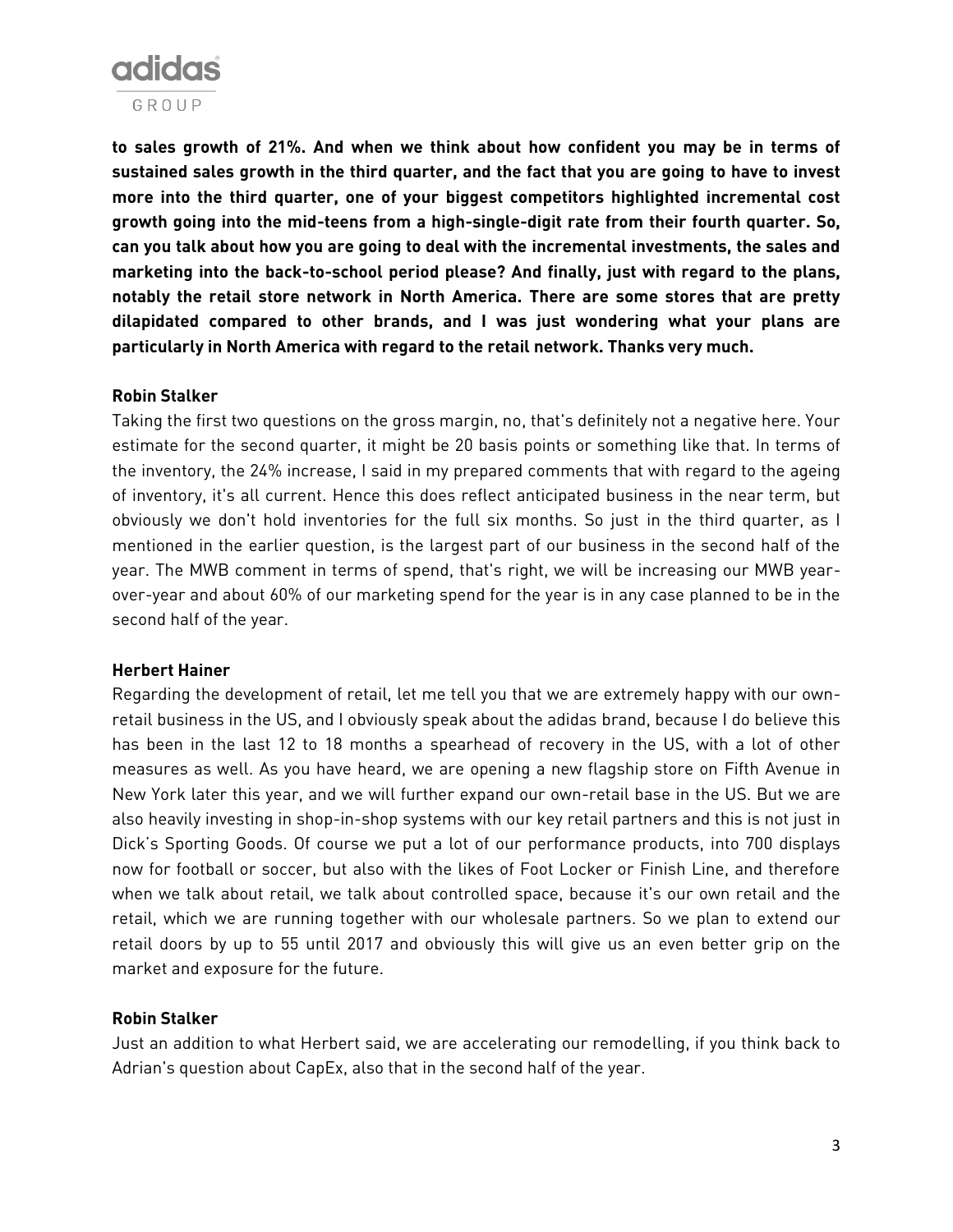**to sales growth of 21%. And when we think about how confident you may be in terms of sustained sales growth in the third quarter, and the fact that you are going to have to invest more into the third quarter, one of your biggest competitors highlighted incremental cost growth going into the mid-teens from a high-single-digit rate from their fourth quarter. So, can you talk about how you are going to deal with the incremental investments, the sales and marketing into the back-to-school period please? And finally, just with regard to the plans, notably the retail store network in North America. There are some stores that are pretty dilapidated compared to other brands, and I was just wondering what your plans are particularly in North America with regard to the retail network. Thanks very much.**

**Robin Stalker**

Taking the first two questions on the gross margin, no, that's definitely not a negative here. Your estimate for the second quarter, it might be 20 basis points or something like that. In terms of the inventory, the 24% increase, I said in my prepared comments that with regard to the ageing of inventory, it's all current. Hence this does reflect anticipated business in the near term, but obviously we don't hold inventories for the full six months. So just in the third quarter, as I mentioned in the earlier question, is the largest part of our business in the second half of the year. The MWB comment in terms of spend, that's right, we will be increasing our MWB year-over-year and about 60% of our marketing spend for the year is in any case planned to be in the second half of the year.

**Herbert Hainer**

Regarding the development of retail, let me tell you that we are extremely happy with our own-retail business in the US, and I obviously speak about the adidas brand, because I do believe this has been in the last 12 to 18 months a spearhead of recovery in the US, with a lot of other measures as well. As you have heard, we are opening a new flagship store on Fifth Avenue in New York later this year, and we will further expand our own-retail base in the US. But we are also heavily investing in shop-in-shop systems with our key retail partners and this is not just in Dick's Sporting Goods. Of course we put a lot of our performance products, into 700 displays now for football or soccer, but also with the likes of Foot Locker or Finish Line, and therefore when we talk about retail, we talk about controlled space, because it's our own retail and the retail, which we are running together with our wholesale partners. So we plan to extend our retail doors by up to 55 until 2017 and obviously this will give us an even better grip on the market and exposure for the future.

**Robin Stalker**

Just an addition to what Herbert said, we are accelerating our remodelling, if you think back to Adrian's question about CapEx, also that in the second half of the year.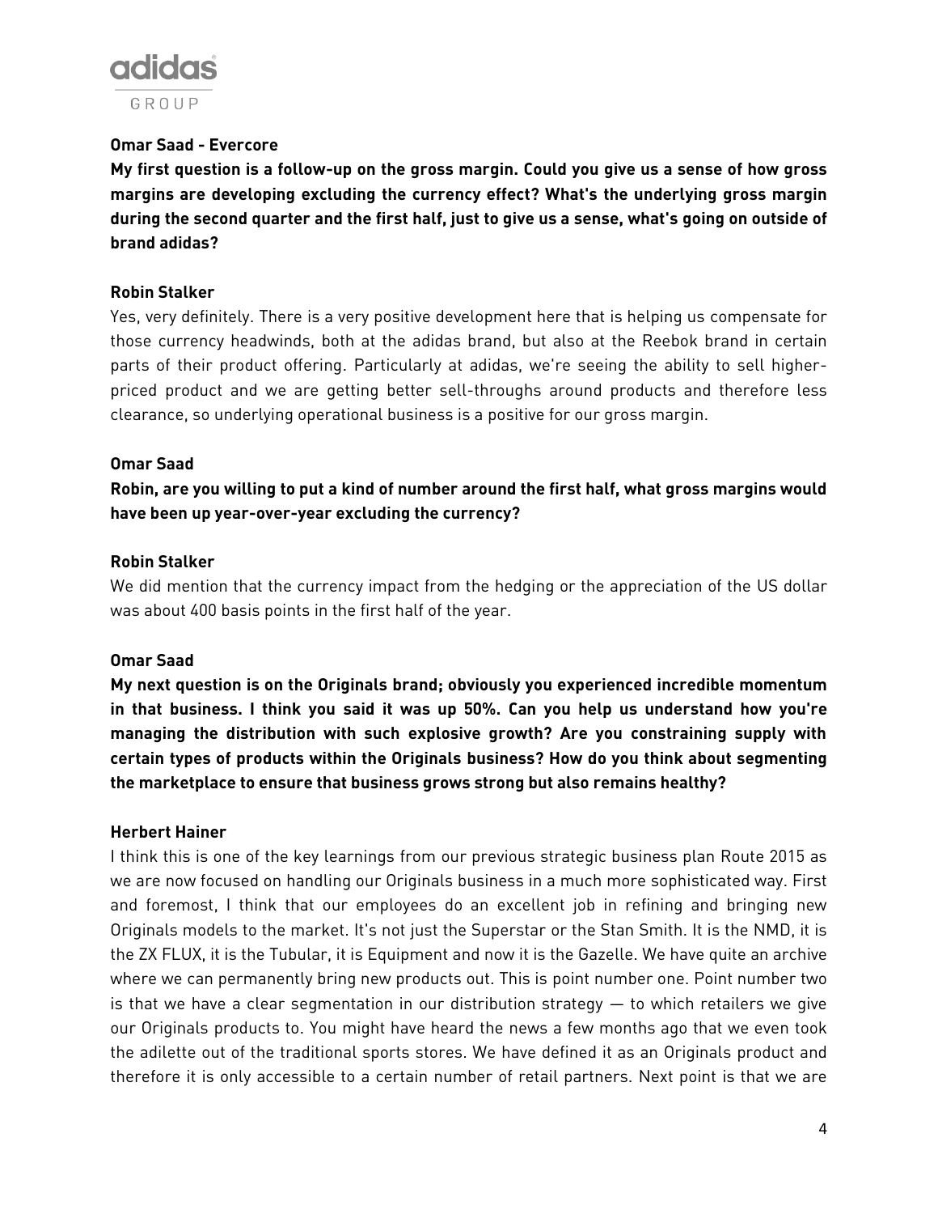**Omar Saad - Evercore**

**My first question is a follow-up on the gross margin. Could you give us a sense of how gross margins are developing excluding the currency effect? What's the underlying gross margin during the second quarter and the first half, just to give us a sense, what's going on outside of brand adidas?**

**Robin Stalker**

Yes, very definitely. There is a very positive development here that is helping us compensate for those currency headwinds, both at the adidas brand, but also at the Reebok brand in certain parts of their product offering. Particularly at adidas, we're seeing the ability to sell higher-priced product and we are getting better sell-throughs around products and therefore less clearance, so underlying operational business is a positive for our gross margin.

**Omar Saad**

**Robin, are you willing to put a kind of number around the first half, what gross margins would have been up year-over-year excluding the currency?**

**Robin Stalker**

We did mention that the currency impact from the hedging or the appreciation of the US dollar was about 400 basis points in the first half of the year.

**Omar Saad**

**My next question is on the Originals brand; obviously you experienced incredible momentum in that business. I think you said it was up 50%. Can you help us understand how you're managing the distribution with such explosive growth? Are you constraining supply with certain types of products within the Originals business? How do you think about segmenting the marketplace to ensure that business grows strong but also remains healthy?**

**Herbert Hainer**

I think this is one of the key learnings from our previous strategic business plan Route 2015 as we are now focused on handling our Originals business in a much more sophisticated way. First and foremost, I think that our employees do an excellent job in refining and bringing new Originals models to the market. It's not just the Superstar or the Stan Smith. It is the NMD, it is the ZX FLUX, it is the Tubular, it is Equipment and now it is the Gazelle. We have quite an archive where we can permanently bring new products out. This is point number one. Point number two is that we have a clear segmentation in our distribution strategy — to which retailers we give our Originals products to. You might have heard the news a few months ago that we even took the adilette out of the traditional sports stores. We have defined it as an Originals product and therefore it is only accessible to a certain number of retail partners. Next point is that we are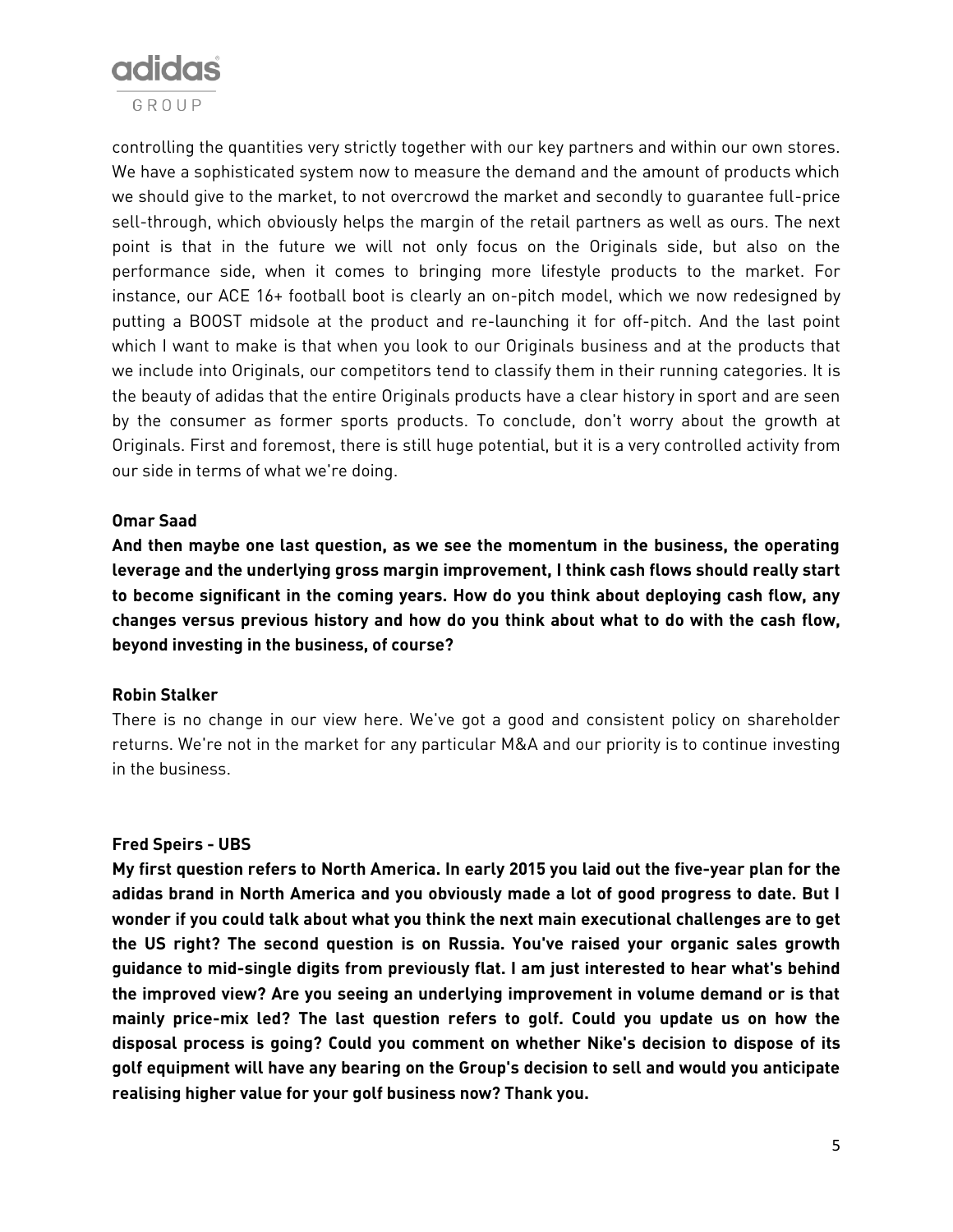controlling the quantities very strictly together with our key partners and within our own stores. We have a sophisticated system now to measure the demand and the amount of products which we should give to the market, to not overcrowd the market and secondly to guarantee full-price sell-through, which obviously helps the margin of the retail partners as well as ours. The next point is that in the future we will not only focus on the Originals side, but also on the performance side, when it comes to bringing more lifestyle products to the market. For instance, our ACE 16+ football boot is clearly an on-pitch model, which we now redesigned by putting a BOOST midsole at the product and re-launching it for off-pitch. And the last point which I want to make is that when you look to our Originals business and at the products that we include into Originals, our competitors tend to classify them in their running categories. It is the beauty of adidas that the entire Originals products have a clear history in sport and are seen by the consumer as former sports products. To conclude, don't worry about the growth at Originals. First and foremost, there is still huge potential, but it is a very controlled activity from our side in terms of what we're doing.

**Omar Saad**

**And then maybe one last question, as we see the momentum in the business, the operating leverage and the underlying gross margin improvement, I think cash flows should really start to become significant in the coming years. How do you think about deploying cash flow, any changes versus previous history and how do you think about what to do with the cash flow, beyond investing in the business, of course?**

**Robin Stalker**

There is no change in our view here. We've got a good and consistent policy on shareholder returns. We're not in the market for any particular M&A and our priority is to continue investing in the business.

**Fred Speirs - UBS**

**My first question refers to North America. In early 2015 you laid out the five-year plan for the adidas brand in North America and you obviously made a lot of good progress to date. But I wonder if you could talk about what you think the next main executional challenges are to get the US right? The second question is on Russia. You've raised your organic sales growth guidance to mid-single digits from previously flat. I am just interested to hear what's behind the improved view? Are you seeing an underlying improvement in volume demand or is that mainly price-mix led? The last question refers to golf. Could you update us on how the disposal process is going? Could you comment on whether Nike's decision to dispose of its golf equipment will have any bearing on the Group's decision to sell and would you anticipate realising higher value for your golf business now? Thank you.**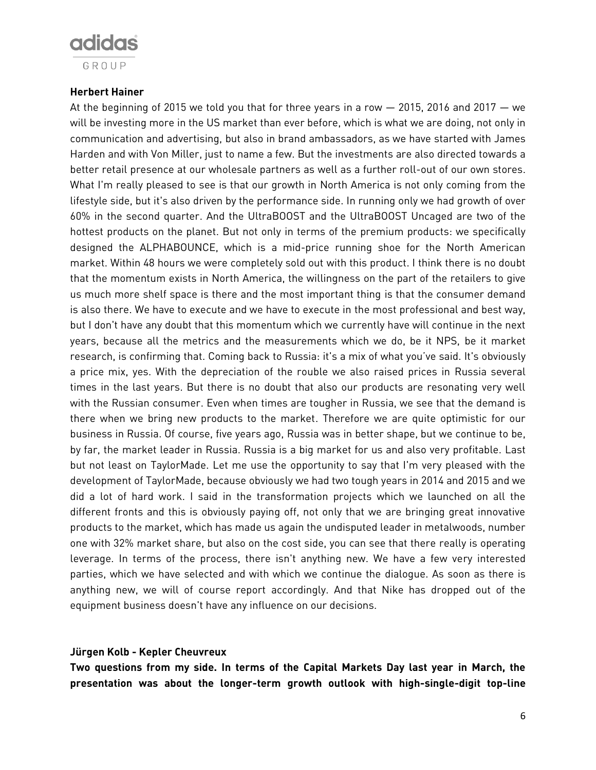**Herbert Hainer**

At the beginning of 2015 we told you that for three years in a row — 2015, 2016 and 2017 — we will be investing more in the US market than ever before, which is what we are doing, not only in communication and advertising, but also in brand ambassadors, as we have started with James Harden and with Von Miller, just to name a few. But the investments are also directed towards a better retail presence at our wholesale partners as well as a further roll-out of our own stores. What I'm really pleased to see is that our growth in North America is not only coming from the lifestyle side, but it's also driven by the performance side. In running only we had growth of over 60% in the second quarter. And the UltraBOOST and the UltraBOOST Uncaged are two of the hottest products on the planet. But not only in terms of the premium products: we specifically designed the ALPHABOUNCE, which is a mid-price running shoe for the North American market. Within 48 hours we were completely sold out with this product. I think there is no doubt that the momentum exists in North America, the willingness on the part of the retailers to give us much more shelf space is there and the most important thing is that the consumer demand is also there. We have to execute and we have to execute in the most professional and best way, but I don't have any doubt that this momentum which we currently have will continue in the next years, because all the metrics and the measurements which we do, be it NPS, be it market research, is confirming that. Coming back to Russia: it's a mix of what you've said. It's obviously a price mix, yes. With the depreciation of the rouble we also raised prices in Russia several times in the last years. But there is no doubt that also our products are resonating very well with the Russian consumer. Even when times are tougher in Russia, we see that the demand is there when we bring new products to the market. Therefore we are quite optimistic for our business in Russia. Of course, five years ago, Russia was in better shape, but we continue to be, by far, the market leader in Russia. Russia is a big market for us and also very profitable. Last but not least on TaylorMade. Let me use the opportunity to say that I'm very pleased with the development of TaylorMade, because obviously we had two tough years in 2014 and 2015 and we did a lot of hard work. I said in the transformation projects which we launched on all the different fronts and this is obviously paying off, not only that we are bringing great innovative products to the market, which has made us again the undisputed leader in metalwoods, number one with 32% market share, but also on the cost side, you can see that there really is operating leverage. In terms of the process, there isn't anything new. We have a few very interested parties, which we have selected and with which we continue the dialogue. As soon as there is anything new, we will of course report accordingly. And that Nike has dropped out of the equipment business doesn't have any influence on our decisions.

**Jürgen Kolb - Kepler Cheuvreux**

**Two questions from my side. In terms of the Capital Markets Day last year in March, the presentation was about the longer-term growth outlook with high-single-digit top-line**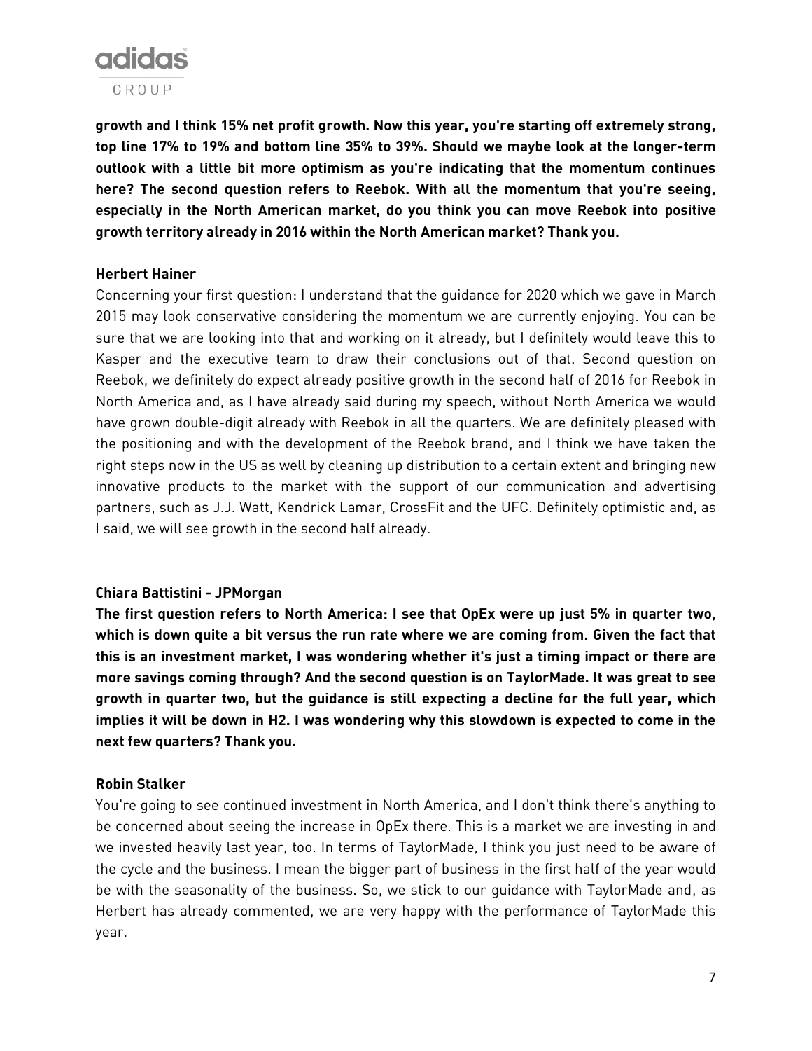**growth and I think 15% net profit growth. Now this year, you're starting off extremely strong, top line 17% to 19% and bottom line 35% to 39%. Should we maybe look at the longer-term outlook with a little bit more optimism as you're indicating that the momentum continues here? The second question refers to Reebok. With all the momentum that you're seeing, especially in the North American market, do you think you can move Reebok into positive growth territory already in 2016 within the North American market? Thank you.**

**Herbert Hainer**

Concerning your first question: I understand that the guidance for 2020 which we gave in March 2015 may look conservative considering the momentum we are currently enjoying. You can be sure that we are looking into that and working on it already, but I definitely would leave this to Kasper and the executive team to draw their conclusions out of that. Second question on Reebok, we definitely do expect already positive growth in the second half of 2016 for Reebok in North America and, as I have already said during my speech, without North America we would have grown double-digit already with Reebok in all the quarters. We are definitely pleased with the positioning and with the development of the Reebok brand, and I think we have taken the right steps now in the US as well by cleaning up distribution to a certain extent and bringing new innovative products to the market with the support of our communication and advertising partners, such as J.J. Watt, Kendrick Lamar, CrossFit and the UFC. Definitely optimistic and, as I said, we will see growth in the second half already.

**Chiara Battistini - JPMorgan**

**The first question refers to North America: I see that OpEx were up just 5% in quarter two, which is down quite a bit versus the run rate where we are coming from. Given the fact that this is an investment market, I was wondering whether it's just a timing impact or there are more savings coming through? And the second question is on TaylorMade. It was great to see growth in quarter two, but the guidance is still expecting a decline for the full year, which implies it will be down in H2. I was wondering why this slowdown is expected to come in the next few quarters? Thank you.**

**Robin Stalker**

You're going to see continued investment in North America, and I don't think there's anything to be concerned about seeing the increase in OpEx there. This is a market we are investing in and we invested heavily last year, too. In terms of TaylorMade, I think you just need to be aware of the cycle and the business. I mean the bigger part of business in the first half of the year would be with the seasonality of the business. So, we stick to our guidance with TaylorMade and, as Herbert has already commented, we are very happy with the performance of TaylorMade this year.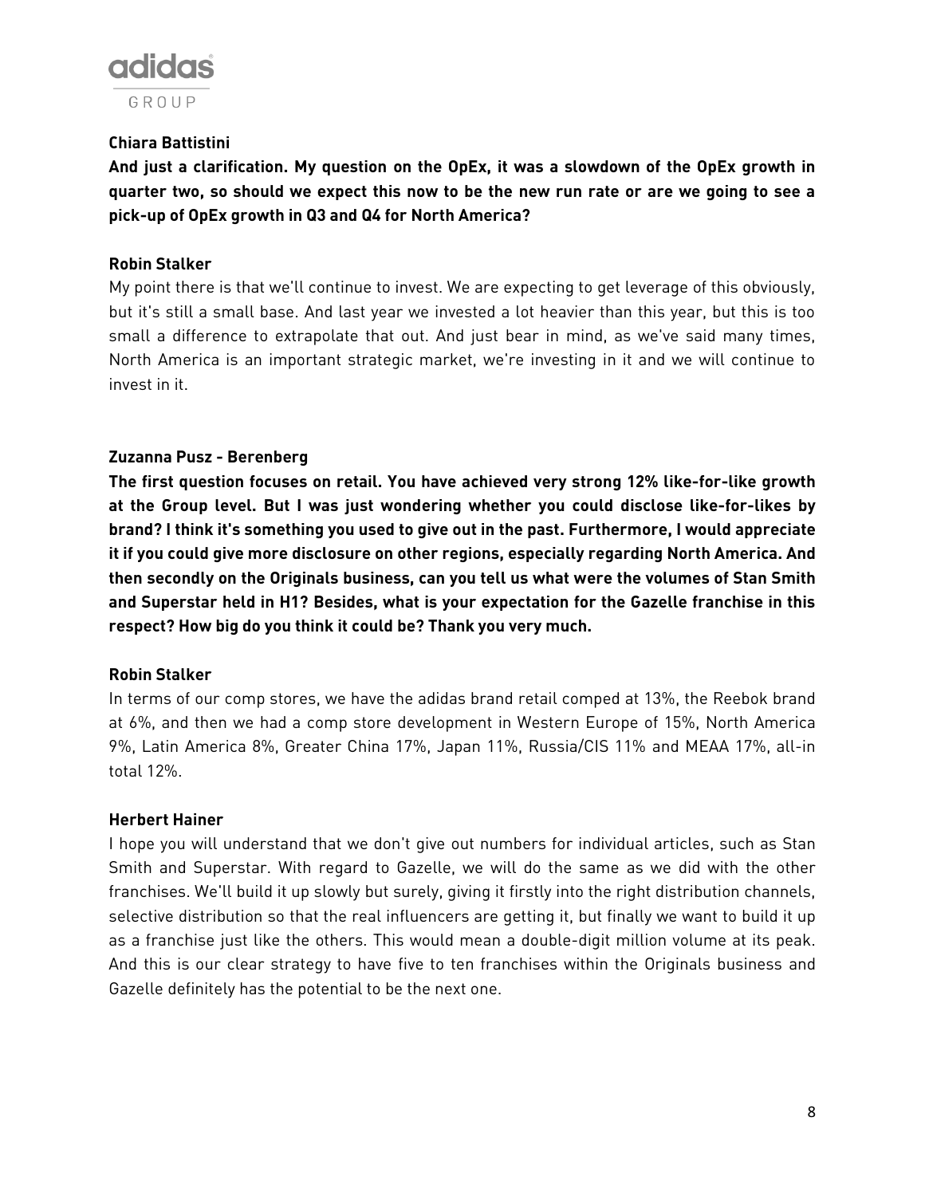**Chiara Battistini**

**And just a clarification. My question on the OpEx, it was a slowdown of the OpEx growth in quarter two, so should we expect this now to be the new run rate or are we going to see a pick-up of OpEx growth in Q3 and Q4 for North America?**

**Robin Stalker**

My point there is that we'll continue to invest. We are expecting to get leverage of this obviously, but it's still a small base. And last year we invested a lot heavier than this year, but this is too small a difference to extrapolate that out. And just bear in mind, as we've said many times, North America is an important strategic market, we're investing in it and we will continue to invest in it.

**Zuzanna Pusz - Berenberg**

**The first question focuses on retail. You have achieved very strong 12% like-for-like growth at the Group level. But I was just wondering whether you could disclose like-for-likes by brand? I think it's something you used to give out in the past. Furthermore, I would appreciate it if you could give more disclosure on other regions, especially regarding North America. And then secondly on the Originals business, can you tell us what were the volumes of Stan Smith and Superstar held in H1? Besides, what is your expectation for the Gazelle franchise in this respect? How big do you think it could be? Thank you very much.**

**Robin Stalker**

In terms of our comp stores, we have the adidas brand retail comped at 13%, the Reebok brand at 6%, and then we had a comp store development in Western Europe of 15%, North America 9%, Latin America 8%, Greater China 17%, Japan 11%, Russia/CIS 11% and MEAA 17%, all-in total 12%.

**Herbert Hainer**

I hope you will understand that we don't give out numbers for individual articles, such as Stan Smith and Superstar. With regard to Gazelle, we will do the same as we did with the other franchises. We'll build it up slowly but surely, giving it firstly into the right distribution channels, selective distribution so that the real influencers are getting it, but finally we want to build it up as a franchise just like the others. This would mean a double-digit million volume at its peak. And this is our clear strategy to have five to ten franchises within the Originals business and Gazelle definitely has the potential to be the next one.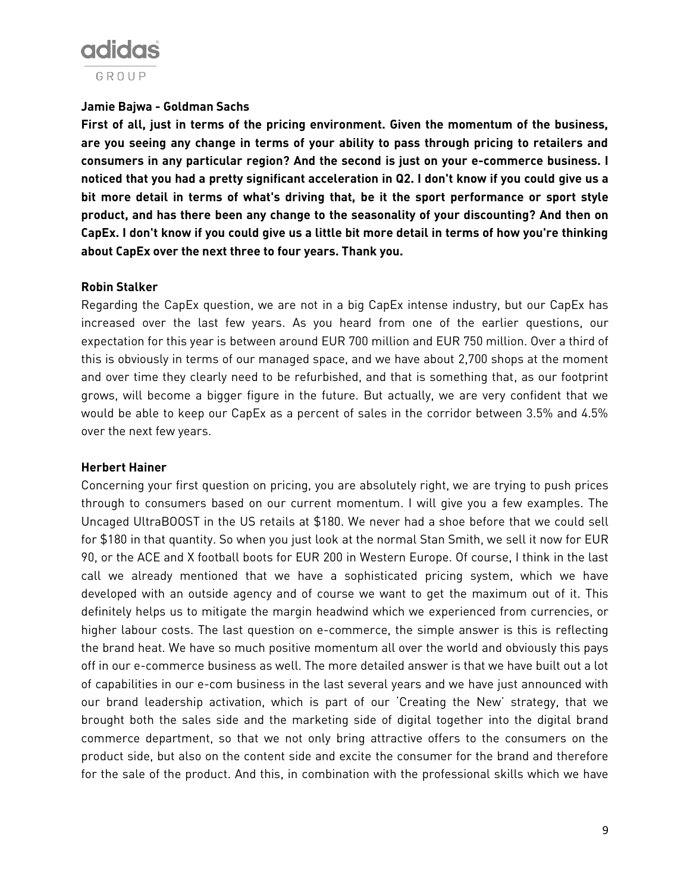**Jamie Bajwa - Goldman Sachs**

**First of all, just in terms of the pricing environment. Given the momentum of the business, are you seeing any change in terms of your ability to pass through pricing to retailers and consumers in any particular region? And the second is just on your e-commerce business. I noticed that you had a pretty significant acceleration in Q2. I don't know if you could give us a bit more detail in terms of what's driving that, be it the sport performance or sport style product, and has there been any change to the seasonality of your discounting? And then on CapEx. I don't know if you could give us a little bit more detail in terms of how you're thinking about CapEx over the next three to four years. Thank you.**

**Robin Stalker**

Regarding the CapEx question, we are not in a big CapEx intense industry, but our CapEx has increased over the last few years. As you heard from one of the earlier questions, our expectation for this year is between around EUR 700 million and EUR 750 million. Over a third of this is obviously in terms of our managed space, and we have about 2,700 shops at the moment and over time they clearly need to be refurbished, and that is something that, as our footprint grows, will become a bigger figure in the future. But actually, we are very confident that we would be able to keep our CapEx as a percent of sales in the corridor between 3.5% and 4.5% over the next few years.

**Herbert Hainer**

Concerning your first question on pricing, you are absolutely right, we are trying to push prices through to consumers based on our current momentum. I will give you a few examples. The Uncaged UltraBOOST in the US retails at $180. We never had a shoe before that we could sell for $180 in that quantity. So when you just look at the normal Stan Smith, we sell it now for EUR 90, or the ACE and X football boots for EUR 200 in Western Europe. Of course, I think in the last call we already mentioned that we have a sophisticated pricing system, which we have developed with an outside agency and of course we want to get the maximum out of it. This definitely helps us to mitigate the margin headwind which we experienced from currencies, or higher labour costs. The last question on e-commerce, the simple answer is this is reflecting the brand heat. We have so much positive momentum all over the world and obviously this pays off in our e-commerce business as well. The more detailed answer is that we have built out a lot of capabilities in our e-com business in the last several years and we have just announced with our brand leadership activation, which is part of our 'Creating the New' strategy, that we brought both the sales side and the marketing side of digital together into the digital brand commerce department, so that we not only bring attractive offers to the consumers on the product side, but also on the content side and excite the consumer for the brand and therefore for the sale of the product. And this, in combination with the professional skills which we have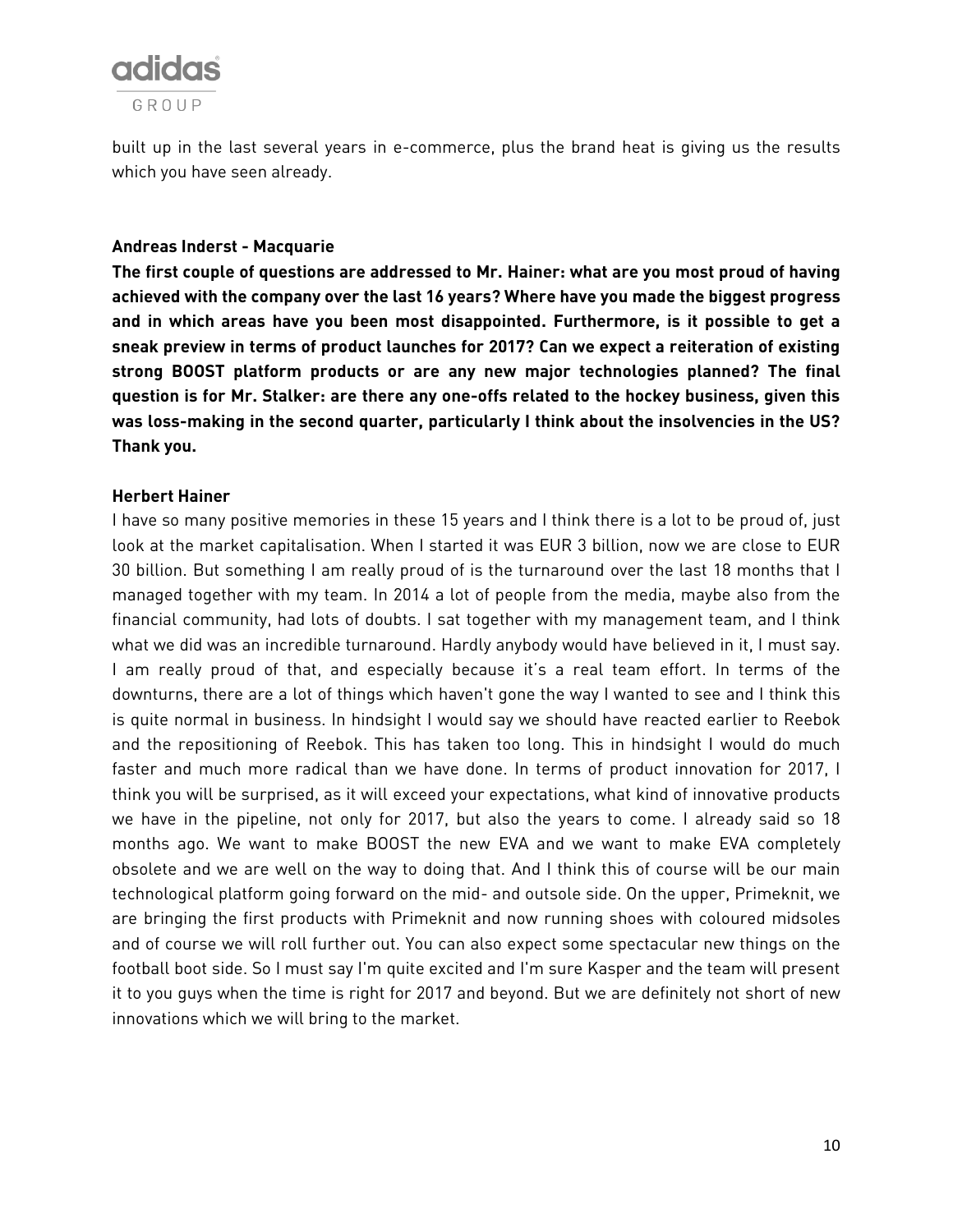built up in the last several years in e-commerce, plus the brand heat is giving us the results which you have seen already.

**Andreas Inderst - Macquarie**

**The first couple of questions are addressed to Mr. Hainer: what are you most proud of having achieved with the company over the last 16 years? Where have you made the biggest progress and in which areas have you been most disappointed. Furthermore, is it possible to get a sneak preview in terms of product launches for 2017? Can we expect a reiteration of existing strong BOOST platform products or are any new major technologies planned? The final question is for Mr. Stalker: are there any one-offs related to the hockey business, given this was loss-making in the second quarter, particularly I think about the insolvencies in the US? Thank you.**

**Herbert Hainer**

I have so many positive memories in these 15 years and I think there is a lot to be proud of, just look at the market capitalisation. When I started it was EUR 3 billion, now we are close to EUR 30 billion. But something I am really proud of is the turnaround over the last 18 months that I managed together with my team. In 2014 a lot of people from the media, maybe also from the financial community, had lots of doubts. I sat together with my management team, and I think what we did was an incredible turnaround. Hardly anybody would have believed in it, I must say. I am really proud of that, and especially because it's a real team effort. In terms of the downturns, there are a lot of things which haven't gone the way I wanted to see and I think this is quite normal in business. In hindsight I would say we should have reacted earlier to Reebok and the repositioning of Reebok. This has taken too long. This in hindsight I would do much faster and much more radical than we have done. In terms of product innovation for 2017, I think you will be surprised, as it will exceed your expectations, what kind of innovative products we have in the pipeline, not only for 2017, but also the years to come. I already said so 18 months ago. We want to make BOOST the new EVA and we want to make EVA completely obsolete and we are well on the way to doing that. And I think this of course will be our main technological platform going forward on the mid- and outsole side. On the upper, Primeknit, we are bringing the first products with Primeknit and now running shoes with coloured midsoles and of course we will roll further out. You can also expect some spectacular new things on the football boot side. So I must say I'm quite excited and I'm sure Kasper and the team will present it to you guys when the time is right for 2017 and beyond. But we are definitely not short of new innovations which we will bring to the market.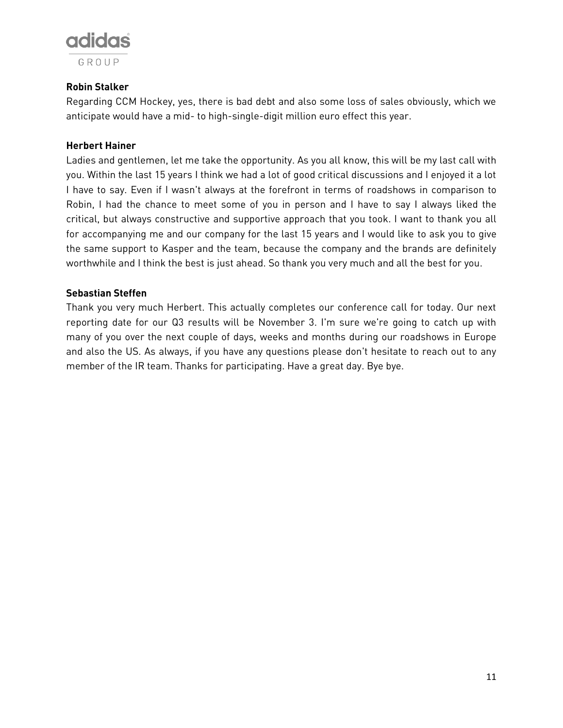**Robin Stalker**
Regarding CCM Hockey, yes, there is bad debt and also some loss of sales obviously, which we anticipate would have a mid- to high-single-digit million euro effect this year.

**Herbert Hainer**
Ladies and gentlemen, let me take the opportunity. As you all know, this will be my last call with you. Within the last 15 years I think we had a lot of good critical discussions and I enjoyed it a lot I have to say. Even if I wasn't always at the forefront in terms of roadshows in comparison to Robin, I had the chance to meet some of you in person and I have to say I always liked the critical, but always constructive and supportive approach that you took. I want to thank you all for accompanying me and our company for the last 15 years and I would like to ask you to give the same support to Kasper and the team, because the company and the brands are definitely worthwhile and I think the best is just ahead. So thank you very much and all the best for you.

**Sebastian Steffen**
Thank you very much Herbert. This actually completes our conference call for today. Our next reporting date for our Q3 results will be November 3. I'm sure we're going to catch up with many of you over the next couple of days, weeks and months during our roadshows in Europe and also the US. As always, if you have any questions please don't hesitate to reach out to any member of the IR team. Thanks for participating. Have a great day. Bye bye.